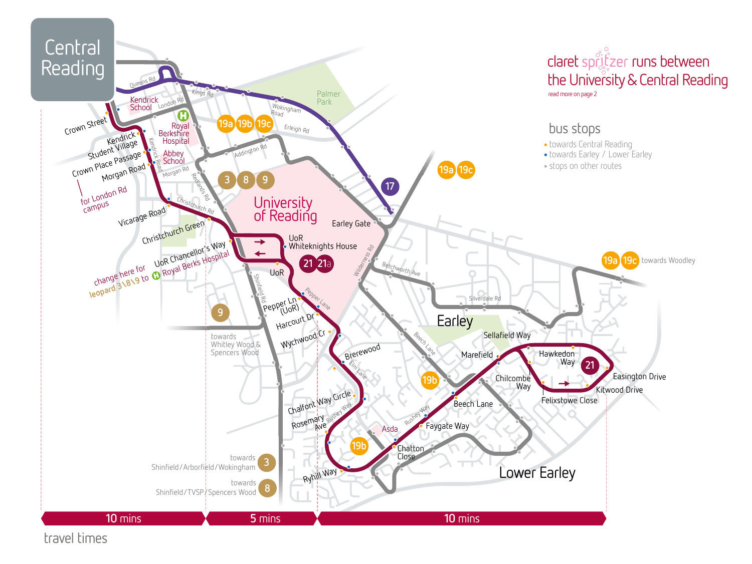# Central Reading

claret spritzer runs between the University & Central Reading

read more on page 2

## bus stops

- towards Central Reading
- towards Earley / Lower Earley
- stops on other routes

Crown Street

Kendrick Student Village

Crown Place Passage

Morgan Road

for London Rd campus

Vicarage Road

Christchurch Green

UoR Chancellor's Way

Royal Berks Hospital

change here for leopard 3\8\9 to Royal Berks Hospital

UoR Whiteknights House

UoR

Pepper Ln (UoR)

Harcourt Dr

Wychwood Cr

Brerewood

Chalfont Way Circle

Rosemary Ave

Ryhill Way

Asda

Chatton Close

Faygate Way

Beech Lane

Marefield

Chilcombe Way

Sellafield Way

Hawkedon Way

Felixstowe Close

Kitwood Drive

Easington Drive

University of Reading

Earley Gate

Earley

Lower Earley

Kendrick School

Royal Berkshire Hospital

Abbey School

Palmer Park

19a 19c towards Woodley

9 towards Whitley Wood & Spencers Wood

3 towards Shinfield / Arborfield / Wokingham

8 towards Shinfield / TVSP / Spencers Wood

## travel times

| 10 mins | 5 mins | 10 mins |
|---|---|---|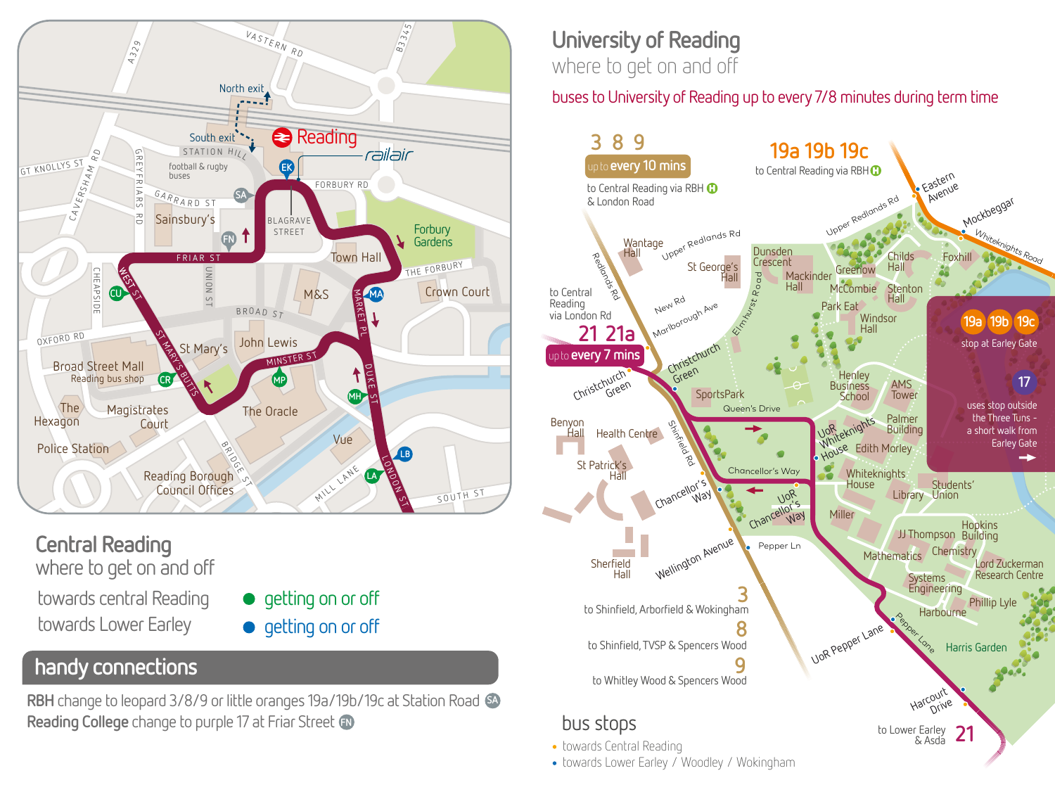## Central Reading
where to get on and off

towards central Reading — getting on or off

towards Lower Earley — getting on or off

### handy connections

**RBH** change to leopard 3/8/9 or little oranges 19a/19b/19c at Station Road SA

**Reading College** change to purple 17 at Friar Street FN

## University of Reading
where to get on and off

buses to University of Reading up to every 7/8 minutes during term time

**3 8 9** up to every 10 mins
to Central Reading via RBH & London Road

**19a 19b 19c**
to Central Reading via RBH

**21 21a** up to every 7 mins
to Central Reading via London Rd

**19a 19b 19c** stop at Earley Gate

**17** uses stop outside the Three Tuns - a short walk from Earley Gate

**3** to Shinfield, Arborfield & Wokingham

**8** to Shinfield, TVSP & Spencers Wood

**9** to Whitley Wood & Spencers Wood

**21** to Lower Earley & Asda

### bus stops
- towards Central Reading
- towards Lower Earley / Woodley / Wokingham